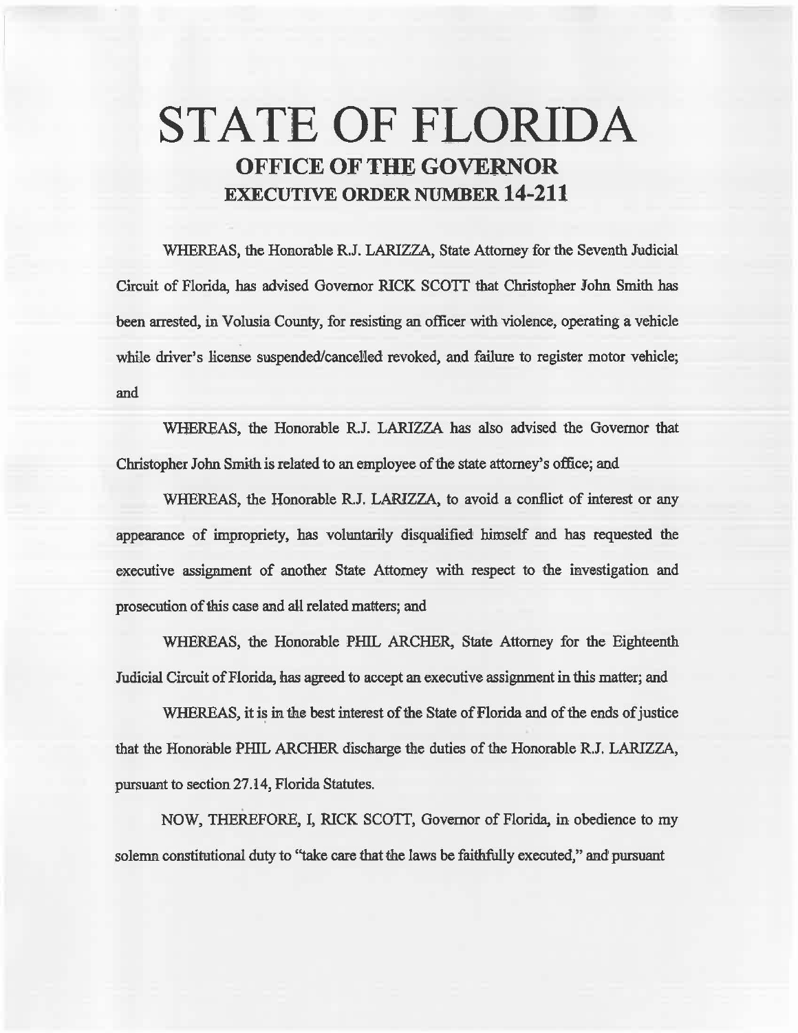# STATE OF FLORIDA

## OFFICE OF THE GOVERNOR

## EXECUTIVE ORDER NUMBER 14-211

WHEREAS, the Honorable R.J. LARIZZA, State Attorney for the Seventh Judicial Circuit of Florida, has advised Governor RICK SCOTT that Christopher John Smith has been arrested, in Volusia County, for resisting an officer with violence, operating a vehicle while driver's license suspended/cancelled revoked, and failure to register motor vehicle; and

WHEREAS, the Honorable R.J. LARIZZA has also advised the Governor that Christopher John Smith is related to an employee of the state attorney's office; and

WHEREAS, the Honorable R.J. LARIZZA, to avoid a conflict of interest or any appearance of impropriety, has voluntarily disqualified himself and has requested the executive assignment of another State Attorney with respect to the investigation and prosecution of this case and all related matters; and

WHEREAS, the Honorable PHIL ARCHER, State Attorney for the Eighteenth Judicial Circuit of Florida, has agreed to accept an executive assignment in this matter; and

WHEREAS, it is in the best interest of the State of Florida and of the ends of justice that the Honorable PHIL ARCHER discharge the duties of the Honorable R.J. LARIZZA, pursuant to section 27.14, Florida Statutes.

NOW, THEREFORE, I, RICK SCOTT, Governor of Florida, in obedience to my solemn constitutional duty to "take care that the laws be faithfully executed," and pursuant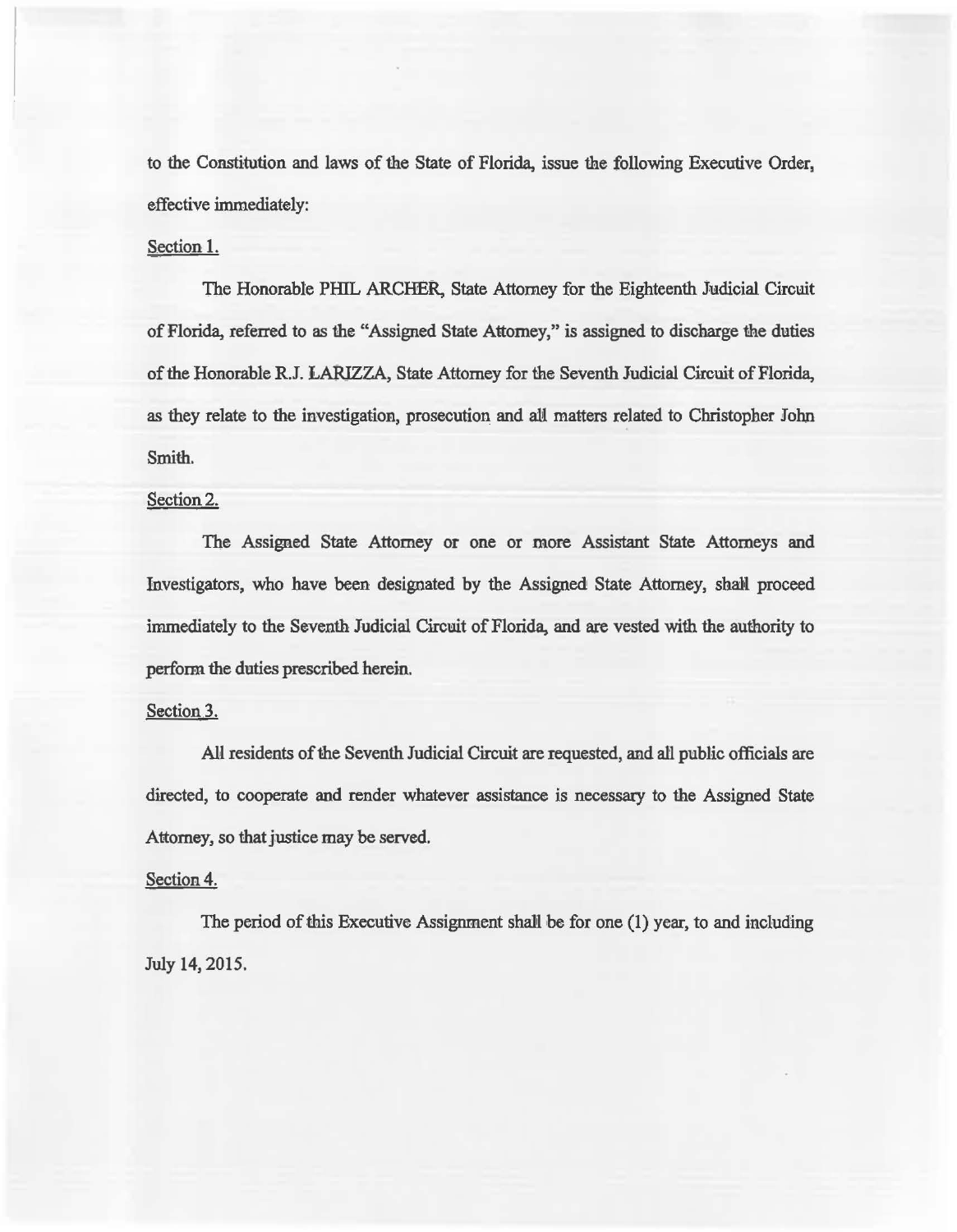to the Constitution and laws of the State of Florida, issue the following Executive Order, effective immediately:

Section 1.

The Honorable PHIL ARCHER, State Attorney for the Eighteenth Judicial Circuit of Florida, referred to as the "Assigned State Attorney," is assigned to discharge the duties of the Honorable R.J. LARIZZA, State Attorney for the Seventh Judicial Circuit of Florida, as they relate to the investigation, prosecution and all matters related to Christopher John Smith.

Section 2.

The Assigned State Attorney or one or more Assistant State Attorneys and Investigators, who have been designated by the Assigned State Attorney, shall proceed immediately to the Seventh Judicial Circuit of Florida, and are vested with the authority to perform the duties prescribed herein.

Section 3.

All residents of the Seventh Judicial Circuit are requested, and all public officials are directed, to cooperate and render whatever assistance is necessary to the Assigned State Attorney, so that justice may be served.

Section 4.

The period of this Executive Assignment shall be for one (1) year, to and including July 14, 2015.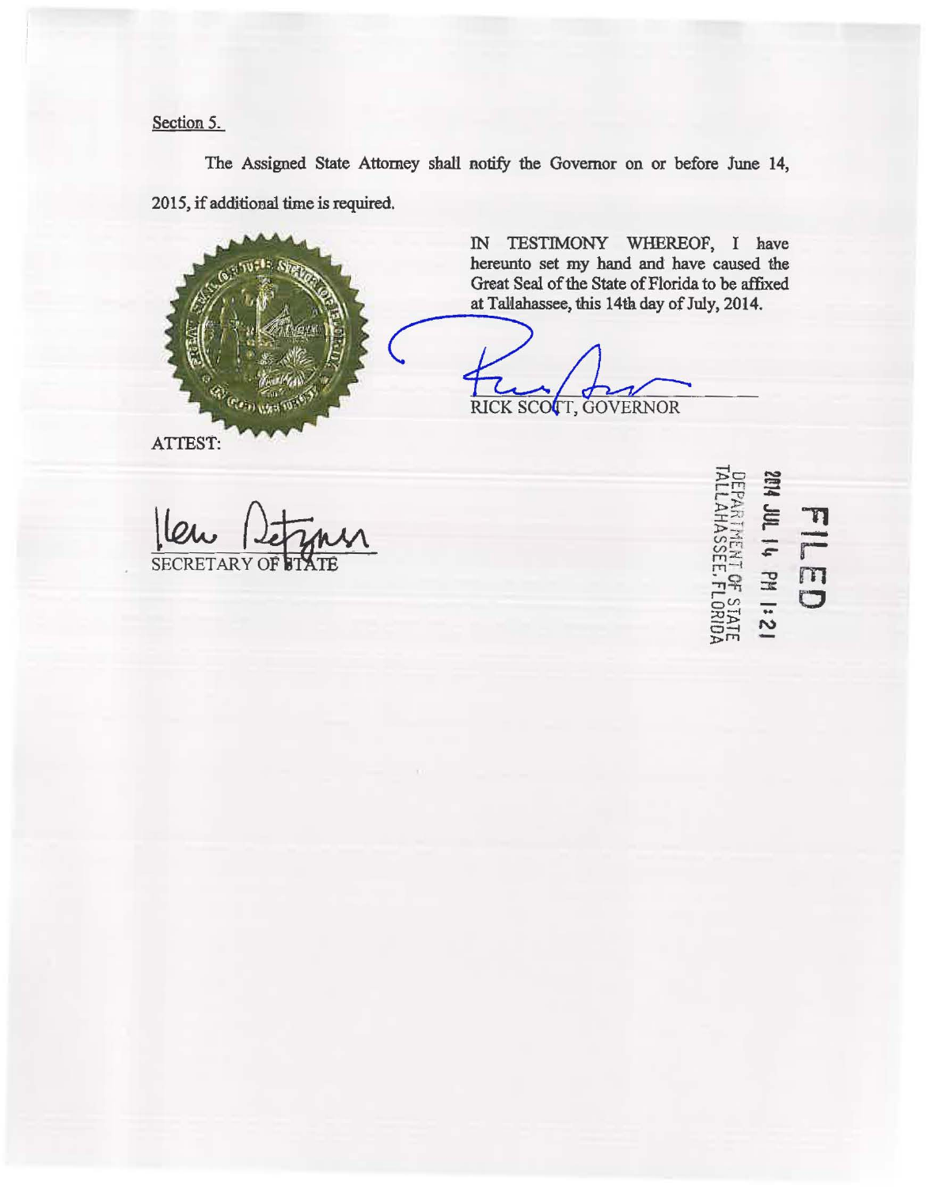Section 5.

The Assigned State Attorney shall notify the Governor on or before June 14, 2015, if additional time is required.

IN TESTIMONY WHEREOF, I have hereunto set my hand and have caused the Great Seal of the State of Florida to be affixed at Tallahassee, this 14th day of July, 2014.

RICK SCOTT, GOVERNOR

ATTEST:

SECRETARY OF STATE

FILED

2014 JUL 14 PM 1:21

DEPARTMENT OF STATE
TALLAHASSEE, FLORIDA